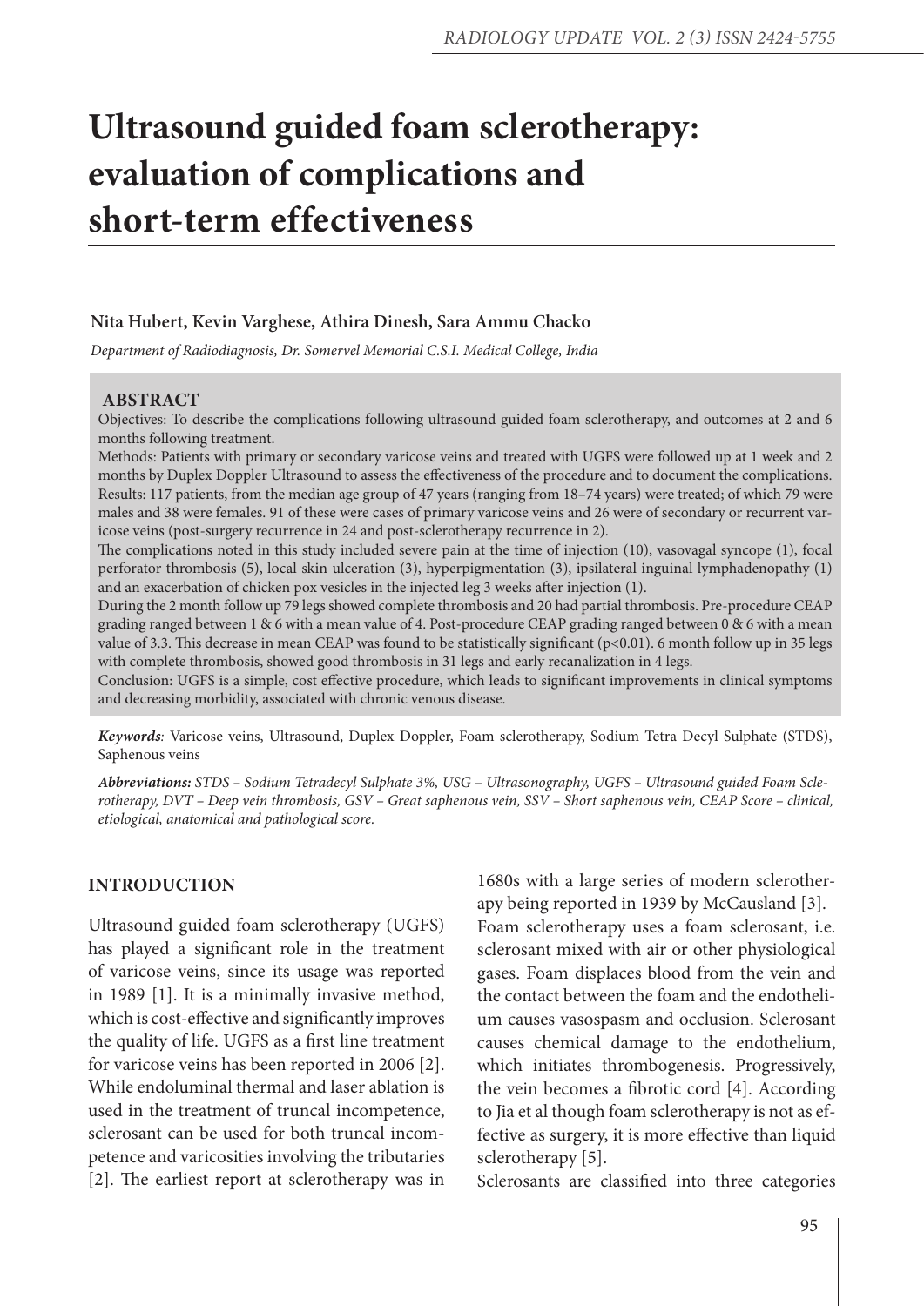# Ultrasound guided foam sclerotherapy: evaluation of complications and short-term effectiveness

**Nita Hubert, Kevin Varghese, Athira Dinesh, Sara Ammu Chacko**

*Department of Radiodiagnosis, Dr. Somervel Memorial C.S.I. Medical College, India*

## ABSTRACT

Objectives: To describe the complications following ultrasound guided foam sclerotherapy, and outcomes at 2 and 6 months following treatment.

Methods: Patients with primary or secondary varicose veins and treated with UGFS were followed up at 1 week and 2 months by Duplex Doppler Ultrasound to assess the effectiveness of the procedure and to document the complications.

Results: 117 patients, from the median age group of 47 years (ranging from 18–74 years) were treated; of which 79 were males and 38 were females. 91 of these were cases of primary varicose veins and 26 were of secondary or recurrent varicose veins (post-surgery recurrence in 24 and post-sclerotherapy recurrence in 2).

The complications noted in this study included severe pain at the time of injection (10), vasovagal syncope (1), focal perforator thrombosis (5), local skin ulceration (3), hyperpigmentation (3), ipsilateral inguinal lymphadenopathy (1) and an exacerbation of chicken pox vesicles in the injected leg 3 weeks after injection (1).

During the 2 month follow up 79 legs showed complete thrombosis and 20 had partial thrombosis. Pre-procedure CEAP grading ranged between 1 & 6 with a mean value of 4. Post-procedure CEAP grading ranged between 0 & 6 with a mean value of 3.3. This decrease in mean CEAP was found to be statistically significant ($p<0.01$). 6 month follow up in 35 legs with complete thrombosis, showed good thrombosis in 31 legs and early recanalization in 4 legs.

Conclusion: UGFS is a simple, cost effective procedure, which leads to significant improvements in clinical symptoms and decreasing morbidity, associated with chronic venous disease.

***Keywords**:* Varicose veins, Ultrasound, Duplex Doppler, Foam sclerotherapy, Sodium Tetra Decyl Sulphate (STDS), Saphenous veins

***Abbreviations:** STDS – Sodium Tetradecyl Sulphate 3%, USG – Ultrasonography, UGFS – Ultrasound guided Foam Sclerotherapy, DVT – Deep vein thrombosis, GSV – Great saphenous vein, SSV – Short saphenous vein, CEAP Score – clinical, etiological, anatomical and pathological score.*

## INTRODUCTION

Ultrasound guided foam sclerotherapy (UGFS) has played a significant role in the treatment of varicose veins, since its usage was reported in 1989 [1]. It is a minimally invasive method, which is cost-effective and significantly improves the quality of life. UGFS as a first line treatment for varicose veins has been reported in 2006 [2]. While endoluminal thermal and laser ablation is used in the treatment of truncal incompetence, sclerosant can be used for both truncal incompetence and varicosities involving the tributaries [2]. The earliest report at sclerotherapy was in 1680s with a large series of modern sclerotherapy being reported in 1939 by McCausland [3].

Foam sclerotherapy uses a foam sclerosant, i.e. sclerosant mixed with air or other physiological gases. Foam displaces blood from the vein and the contact between the foam and the endothelium causes vasospasm and occlusion. Sclerosant causes chemical damage to the endothelium, which initiates thrombogenesis. Progressively, the vein becomes a fibrotic cord [4]. According to Jia et al though foam sclerotherapy is not as effective as surgery, it is more effective than liquid sclerotherapy [5].

Sclerosants are classified into three categories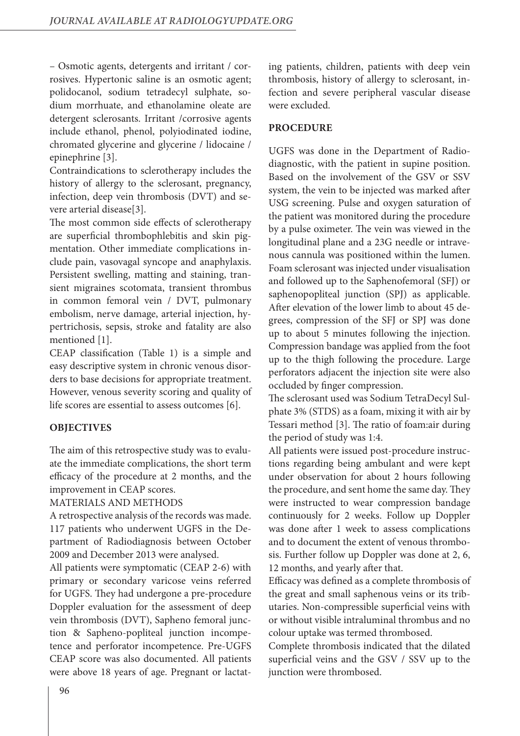– Osmotic agents, detergents and irritant / corrosives. Hypertonic saline is an osmotic agent; polidocanol, sodium tetradecyl sulphate, sodium morrhuate, and ethanolamine oleate are detergent sclerosants. Irritant /corrosive agents include ethanol, phenol, polyiodinated iodine, chromated glycerine and glycerine / lidocaine / epinephrine [3].

Contraindications to sclerotherapy includes the history of allergy to the sclerosant, pregnancy, infection, deep vein thrombosis (DVT) and severe arterial disease[3].

The most common side effects of sclerotherapy are superficial thrombophlebitis and skin pigmentation. Other immediate complications include pain, vasovagal syncope and anaphylaxis. Persistent swelling, matting and staining, transient migraines scotomata, transient thrombus in common femoral vein / DVT, pulmonary embolism, nerve damage, arterial injection, hypertrichosis, sepsis, stroke and fatality are also mentioned [1].

CEAP classification (Table 1) is a simple and easy descriptive system in chronic venous disorders to base decisions for appropriate treatment. However, venous severity scoring and quality of life scores are essential to assess outcomes [6].

## OBJECTIVES

The aim of this retrospective study was to evaluate the immediate complications, the short term efficacy of the procedure at 2 months, and the improvement in CEAP scores.

## MATERIALS AND METHODS

A retrospective analysis of the records was made. 117 patients who underwent UGFS in the Department of Radiodiagnosis between October 2009 and December 2013 were analysed.

All patients were symptomatic (CEAP 2-6) with primary or secondary varicose veins referred for UGFS. They had undergone a pre-procedure Doppler evaluation for the assessment of deep vein thrombosis (DVT), Sapheno femoral junction & Sapheno-popliteal junction incompetence and perforator incompetence. Pre-UGFS CEAP score was also documented. All patients were above 18 years of age. Pregnant or lactating patients, children, patients with deep vein thrombosis, history of allergy to sclerosant, infection and severe peripheral vascular disease were excluded.

## PROCEDURE

UGFS was done in the Department of Radiodiagnostic, with the patient in supine position. Based on the involvement of the GSV or SSV system, the vein to be injected was marked after USG screening. Pulse and oxygen saturation of the patient was monitored during the procedure by a pulse oximeter. The vein was viewed in the longitudinal plane and a 23G needle or intravenous cannula was positioned within the lumen. Foam sclerosant was injected under visualisation and followed up to the Saphenofemoral (SFJ) or saphenopopliteal junction (SPJ) as applicable. After elevation of the lower limb to about 45 degrees, compression of the SFJ or SPJ was done up to about 5 minutes following the injection. Compression bandage was applied from the foot up to the thigh following the procedure. Large perforators adjacent the injection site were also occluded by finger compression.

The sclerosant used was Sodium TetraDecyl Sulphate 3% (STDS) as a foam, mixing it with air by Tessari method [3]. The ratio of foam:air during the period of study was 1:4.

All patients were issued post-procedure instructions regarding being ambulant and were kept under observation for about 2 hours following the procedure, and sent home the same day. They were instructed to wear compression bandage continuously for 2 weeks. Follow up Doppler was done after 1 week to assess complications and to document the extent of venous thrombosis. Further follow up Doppler was done at 2, 6, 12 months, and yearly after that.

Efficacy was defined as a complete thrombosis of the great and small saphenous veins or its tributaries. Non-compressible superficial veins with or without visible intraluminal thrombus and no colour uptake was termed thrombosed.

Complete thrombosis indicated that the dilated superficial veins and the GSV / SSV up to the junction were thrombosed.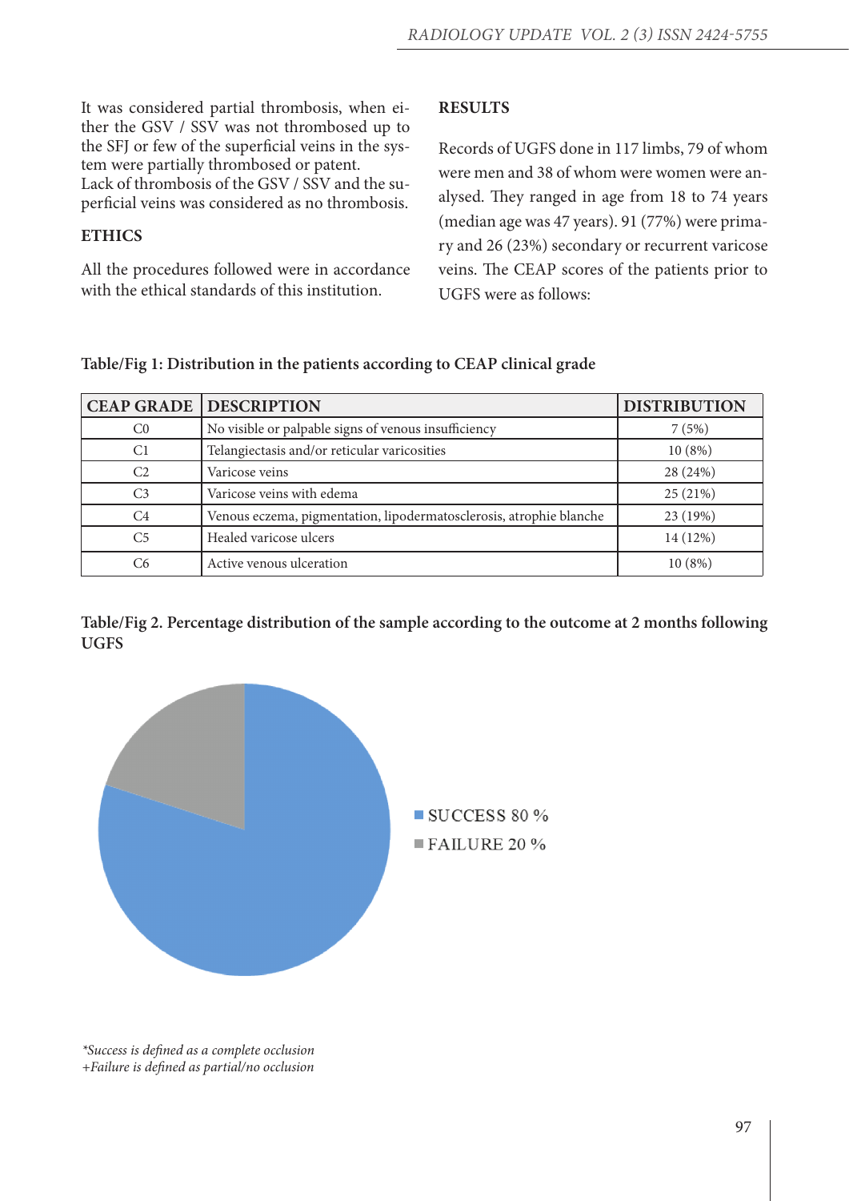It was considered partial thrombosis, when either the GSV / SSV was not thrombosed up to the SFJ or few of the superficial veins in the system were partially thrombosed or patent.
Lack of thrombosis of the GSV / SSV and the superficial veins was considered as no thrombosis.

## ETHICS

All the procedures followed were in accordance with the ethical standards of this institution.

## RESULTS

Records of UGFS done in 117 limbs, 79 of whom were men and 38 of whom were women were analysed. They ranged in age from 18 to 74 years (median age was 47 years). 91 (77%) were primary and 26 (23%) secondary or recurrent varicose veins. The CEAP scores of the patients prior to UGFS were as follows:

**Table/Fig 1: Distribution in the patients according to CEAP clinical grade**

| CEAP GRADE | DESCRIPTION | DISTRIBUTION |
|---|---|---|
| C0 | No visible or palpable signs of venous insufficiency | 7 (5%) |
| C1 | Telangiectasis and/or reticular varicosities | 10 (8%) |
| C2 | Varicose veins | 28 (24%) |
| C3 | Varicose veins with edema | 25 (21%) |
| C4 | Venous eczema, pigmentation, lipodermatosclerosis, atrophie blanche | 23 (19%) |
| C5 | Healed varicose ulcers | 14 (12%) |
| C6 | Active venous ulceration | 10 (8%) |

**Table/Fig 2. Percentage distribution of the sample according to the outcome at 2 months following UGFS**

SUCCESS 80 %
FAILURE 20 %

*\*Success is defined as a complete occlusion*
*+Failure is defined as partial/no occlusion*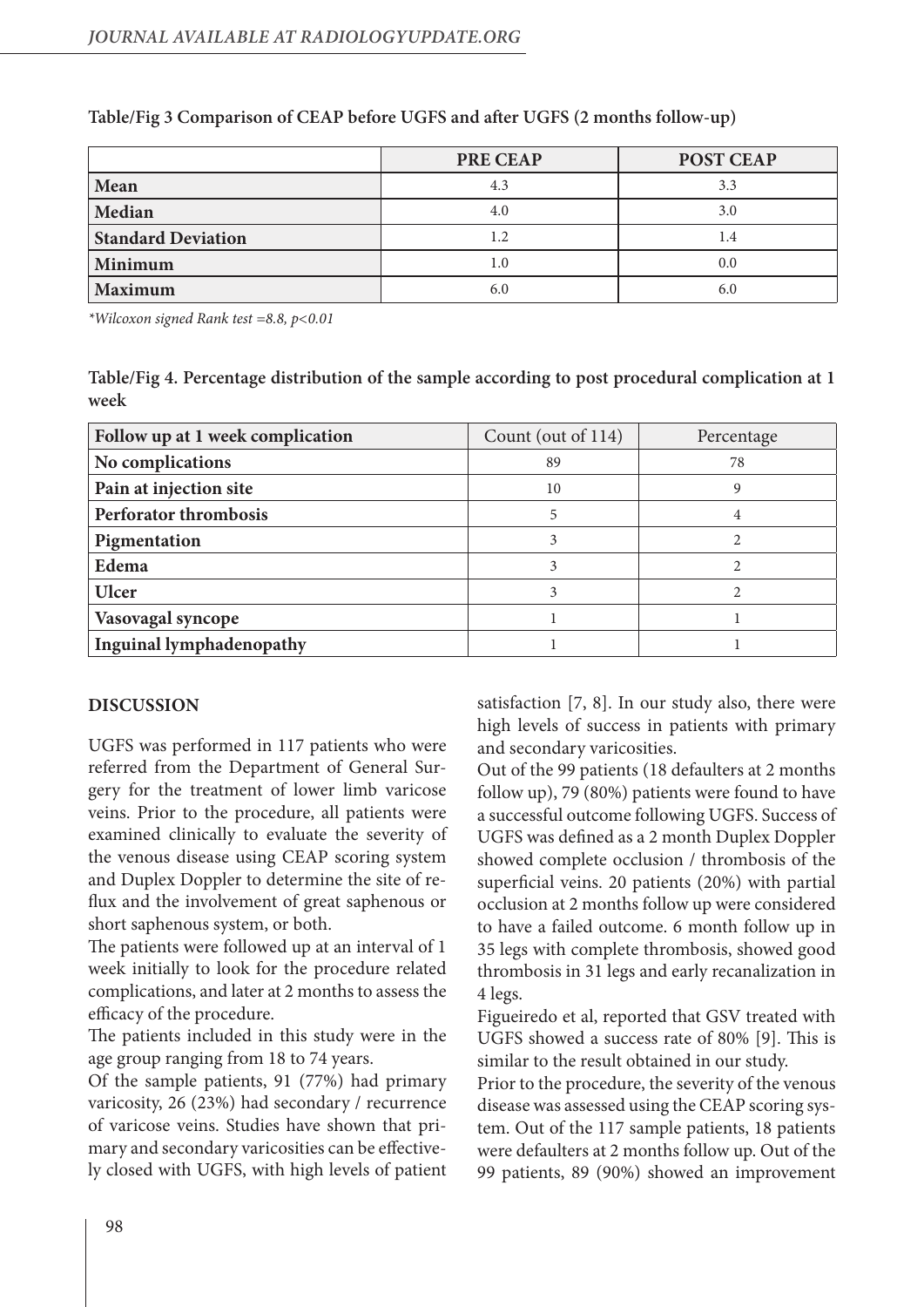**Table/Fig 3 Comparison of CEAP before UGFS and after UGFS (2 months follow-up)**

| | PRE CEAP | POST CEAP |
|---|---|---|
| **Mean** | 4.3 | 3.3 |
| **Median** | 4.0 | 3.0 |
| **Standard Deviation** | 1.2 | 1.4 |
| **Minimum** | 1.0 | 0.0 |
| **Maximum** | 6.0 | 6.0 |

*Wilcoxon signed Rank test =8.8, p<0.01*

**Table/Fig 4. Percentage distribution of the sample according to post procedural complication at 1 week**

| Follow up at 1 week complication | Count (out of 114) | Percentage |
|---|---|---|
| **No complications** | 89 | 78 |
| **Pain at injection site** | 10 | 9 |
| **Perforator thrombosis** | 5 | 4 |
| **Pigmentation** | 3 | 2 |
| **Edema** | 3 | 2 |
| **Ulcer** | 3 | 2 |
| **Vasovagal syncope** | 1 | 1 |
| **Inguinal lymphadenopathy** | 1 | 1 |

## DISCUSSION

UGFS was performed in 117 patients who were referred from the Department of General Surgery for the treatment of lower limb varicose veins. Prior to the procedure, all patients were examined clinically to evaluate the severity of the venous disease using CEAP scoring system and Duplex Doppler to determine the site of reflux and the involvement of great saphenous or short saphenous system, or both.

The patients were followed up at an interval of 1 week initially to look for the procedure related complications, and later at 2 months to assess the efficacy of the procedure.

The patients included in this study were in the age group ranging from 18 to 74 years.

Of the sample patients, 91 (77%) had primary varicosity, 26 (23%) had secondary / recurrence of varicose veins. Studies have shown that primary and secondary varicosities can be effectively closed with UGFS, with high levels of patient satisfaction [7, 8]. In our study also, there were high levels of success in patients with primary and secondary varicosities.

Out of the 99 patients (18 defaulters at 2 months follow up), 79 (80%) patients were found to have a successful outcome following UGFS. Success of UGFS was defined as a 2 month Duplex Doppler showed complete occlusion / thrombosis of the superficial veins. 20 patients (20%) with partial occlusion at 2 months follow up were considered to have a failed outcome. 6 month follow up in 35 legs with complete thrombosis, showed good thrombosis in 31 legs and early recanalization in 4 legs.

Figueiredo et al, reported that GSV treated with UGFS showed a success rate of 80% [9]. This is similar to the result obtained in our study.

Prior to the procedure, the severity of the venous disease was assessed using the CEAP scoring system. Out of the 117 sample patients, 18 patients were defaulters at 2 months follow up. Out of the 99 patients, 89 (90%) showed an improvement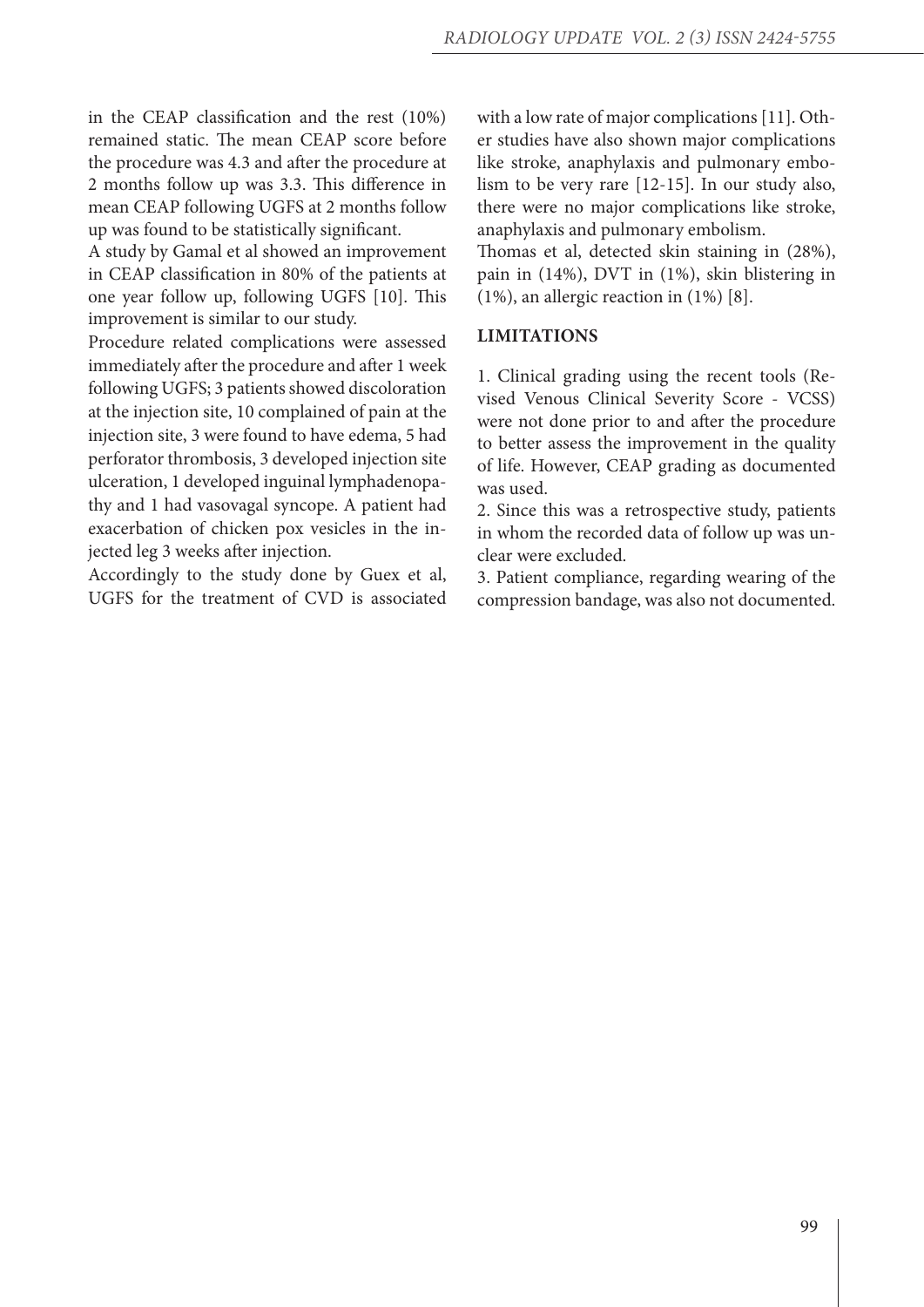in the CEAP classification and the rest (10%) remained static. The mean CEAP score before the procedure was 4.3 and after the procedure at 2 months follow up was 3.3. This difference in mean CEAP following UGFS at 2 months follow up was found to be statistically significant.

A study by Gamal et al showed an improvement in CEAP classification in 80% of the patients at one year follow up, following UGFS [10]. This improvement is similar to our study.

Procedure related complications were assessed immediately after the procedure and after 1 week following UGFS; 3 patients showed discoloration at the injection site, 10 complained of pain at the injection site, 3 were found to have edema, 5 had perforator thrombosis, 3 developed injection site ulceration, 1 developed inguinal lymphadenopathy and 1 had vasovagal syncope. A patient had exacerbation of chicken pox vesicles in the injected leg 3 weeks after injection.

Accordingly to the study done by Guex et al, UGFS for the treatment of CVD is associated with a low rate of major complications [11]. Other studies have also shown major complications like stroke, anaphylaxis and pulmonary embolism to be very rare [12-15]. In our study also, there were no major complications like stroke, anaphylaxis and pulmonary embolism.

Thomas et al, detected skin staining in (28%), pain in (14%), DVT in (1%), skin blistering in (1%), an allergic reaction in (1%) [8].

## LIMITATIONS

1. Clinical grading using the recent tools (Revised Venous Clinical Severity Score - VCSS) were not done prior to and after the procedure to better assess the improvement in the quality of life. However, CEAP grading as documented was used.
2. Since this was a retrospective study, patients in whom the recorded data of follow up was unclear were excluded.
3. Patient compliance, regarding wearing of the compression bandage, was also not documented.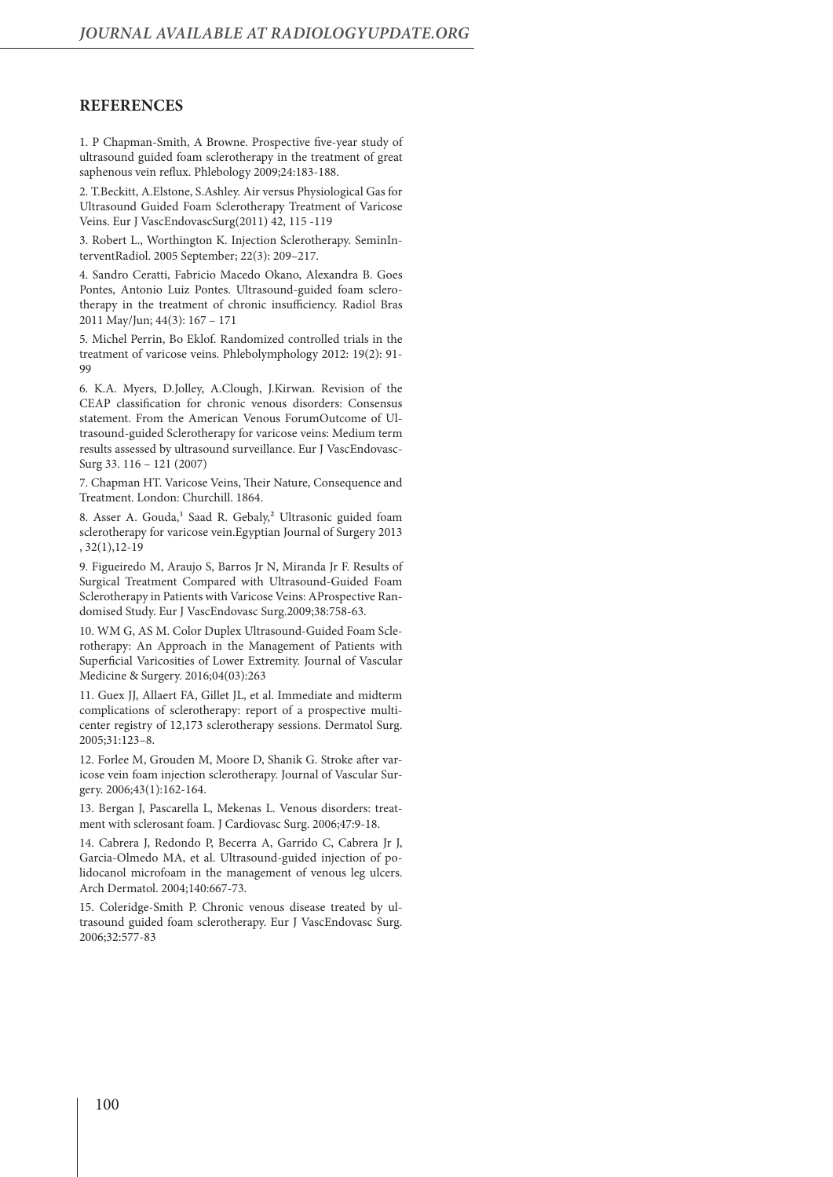## REFERENCES

1. P Chapman-Smith, A Browne. Prospective five-year study of ultrasound guided foam sclerotherapy in the treatment of great saphenous vein reflux. Phlebology 2009;24:183-188.

2. T.Beckitt, A.Elstone, S.Ashley. Air versus Physiological Gas for Ultrasound Guided Foam Sclerotherapy Treatment of Varicose Veins. Eur J VascEndovascSurg(2011) 42, 115 -119

3. Robert L., Worthington K. Injection Sclerotherapy. SeminInterventRadiol. 2005 September; 22(3): 209–217.

4. Sandro Ceratti, Fabricio Macedo Okano, Alexandra B. Goes Pontes, Antonio Luiz Pontes. Ultrasound-guided foam sclerotherapy in the treatment of chronic insufficiency. Radiol Bras 2011 May/Jun; 44(3): 167 – 171

5. Michel Perrin, Bo Eklof. Randomized controlled trials in the treatment of varicose veins. Phlebolymphology 2012: 19(2): 91-99

6. K.A. Myers, D.Jolley, A.Clough, J.Kirwan. Revision of the CEAP classification for chronic venous disorders: Consensus statement. From the American Venous ForumOutcome of Ultrasound-guided Sclerotherapy for varicose veins: Medium term results assessed by ultrasound surveillance. Eur J VascEndovascSurg 33. 116 – 121 (2007)

7. Chapman HT. Varicose Veins, Their Nature, Consequence and Treatment. London: Churchill. 1864.

8. Asser A. Gouda,[1] Saad R. Gebaly,[2] Ultrasonic guided foam sclerotherapy for varicose vein.Egyptian Journal of Surgery 2013 , 32(1),12-19

9. Figueiredo M, Araujo S, Barros Jr N, Miranda Jr F. Results of Surgical Treatment Compared with Ultrasound-Guided Foam Sclerotherapy in Patients with Varicose Veins: AProspective Randomised Study. Eur J VascEndovasc Surg.2009;38:758-63.

10. WM G, AS M. Color Duplex Ultrasound-Guided Foam Sclerotherapy: An Approach in the Management of Patients with Superficial Varicosities of Lower Extremity. Journal of Vascular Medicine & Surgery. 2016;04(03):263

11. Guex JJ, Allaert FA, Gillet JL, et al. Immediate and midterm complications of sclerotherapy: report of a prospective multicenter registry of 12,173 sclerotherapy sessions. Dermatol Surg. 2005;31:123–8.

12. Forlee M, Grouden M, Moore D, Shanik G. Stroke after varicose vein foam injection sclerotherapy. Journal of Vascular Surgery. 2006;43(1):162-164.

13. Bergan J, Pascarella L, Mekenas L. Venous disorders: treatment with sclerosant foam. J Cardiovasc Surg. 2006;47:9-18.

14. Cabrera J, Redondo P, Becerra A, Garrido C, Cabrera Jr J, Garcia-Olmedo MA, et al. Ultrasound-guided injection of polidocanol microfoam in the management of venous leg ulcers. Arch Dermatol. 2004;140:667-73.

15. Coleridge-Smith P. Chronic venous disease treated by ultrasound guided foam sclerotherapy. Eur J VascEndovasc Surg. 2006;32:577-83